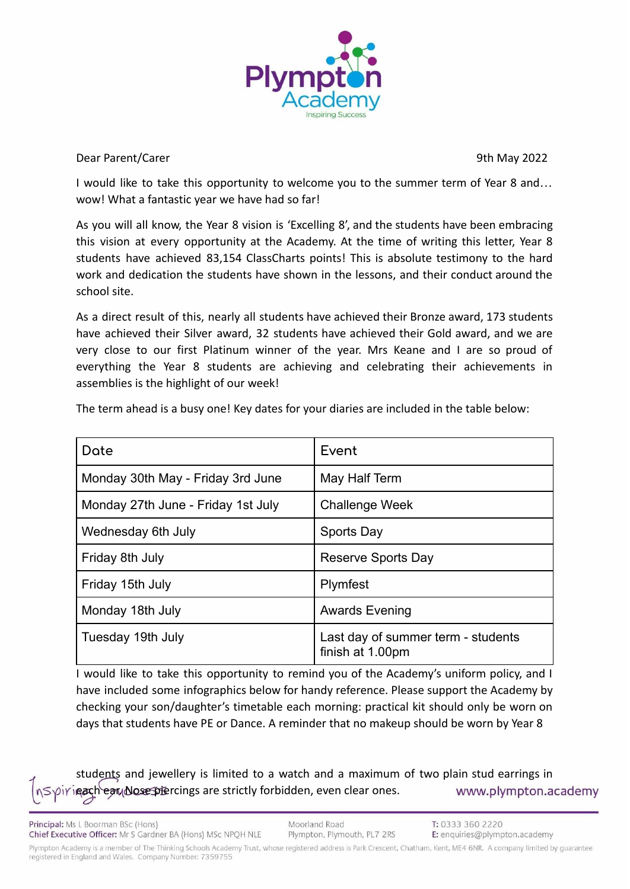Dear Parent/Carer

9th May 2022

I would like to take this opportunity to welcome you to the summer term of Year 8 and… wow! What a fantastic year we have had so far!

As you will all know, the Year 8 vision is 'Excelling 8', and the students have been embracing this vision at every opportunity at the Academy. At the time of writing this letter, Year 8 students have achieved 83,154 ClassCharts points! This is absolute testimony to the hard work and dedication the students have shown in the lessons, and their conduct around the school site.

As a direct result of this, nearly all students have achieved their Bronze award, 173 students have achieved their Silver award, 32 students have achieved their Gold award, and we are very close to our first Platinum winner of the year. Mrs Keane and I are so proud of everything the Year 8 students are achieving and celebrating their achievements in assemblies is the highlight of our week!

The term ahead is a busy one! Key dates for your diaries are included in the table below:

| Date | Event |
|---|---|
| Monday 30th May - Friday 3rd June | May Half Term |
| Monday 27th June - Friday 1st July | Challenge Week |
| Wednesday 6th July | Sports Day |
| Friday 8th July | Reserve Sports Day |
| Friday 15th July | Plymfest |
| Monday 18th July | Awards Evening |
| Tuesday 19th July | Last day of summer term - students finish at 1.00pm |

I would like to take this opportunity to remind you of the Academy's uniform policy, and I have included some infographics below for handy reference. Please support the Academy by checking your son/daughter's timetable each morning: practical kit should only be worn on days that students have PE or Dance. A reminder that no makeup should be worn by Year 8 students and jewellery is limited to a watch and a maximum of two plain stud earrings in each ear. Nose piercings are strictly forbidden, even clear ones.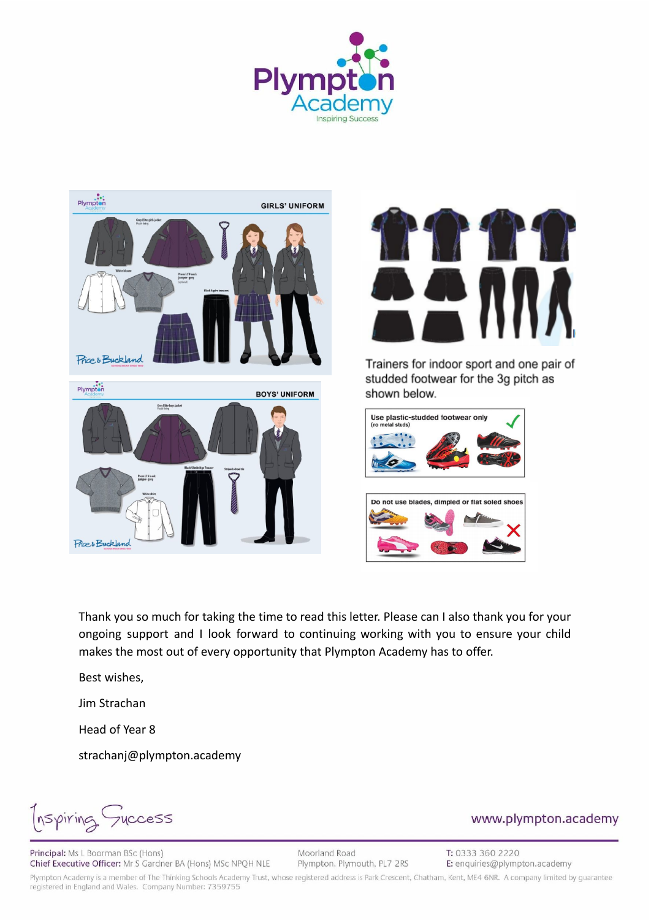Trainers for indoor sport and one pair of studded footwear for the 3g pitch as shown below.

Use plastic-studded footwear only (no metal studs)

Do not use blades, dimpled or flat soled shoes

Thank you so much for taking the time to read this letter. Please can I also thank you for your ongoing support and I look forward to continuing working with you to ensure your child makes the most out of every opportunity that Plympton Academy has to offer.

Best wishes,

Jim Strachan

Head of Year 8

strachanj@plympton.academy